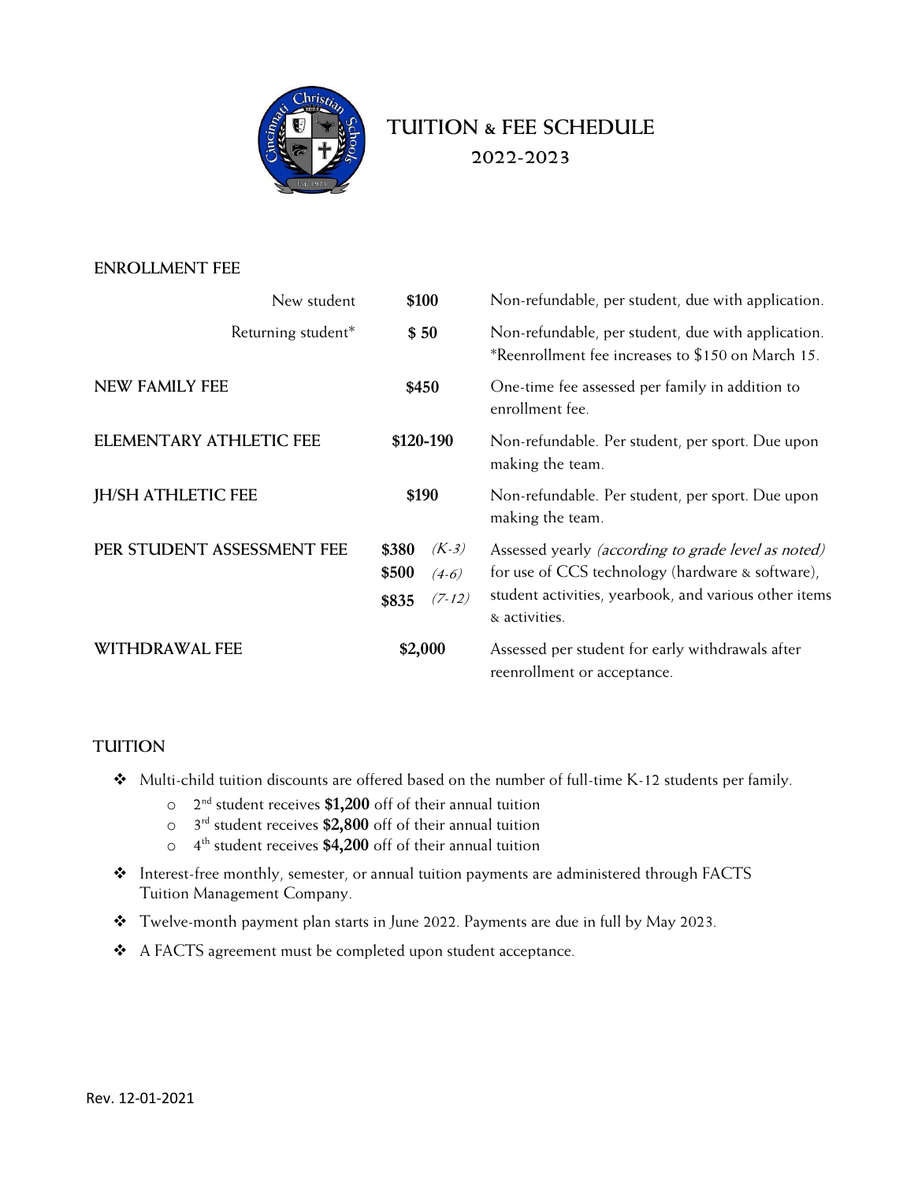# TUITION & FEE SCHEDULE
## 2022-2023

| | | |
|---|---|---|
| **ENROLLMENT FEE** | | |
| New student | **\$100** | Non-refundable, per student, due with application. |
| Returning student* | **\$ 50** | Non-refundable, per student, due with application. *Reenrollment fee increases to \$150 on March 15. |
| **NEW FAMILY FEE** | **\$450** | One-time fee assessed per family in addition to enrollment fee. |
| **ELEMENTARY ATHLETIC FEE** | **\$120-190** | Non-refundable. Per student, per sport. Due upon making the team. |
| **JH/SH ATHLETIC FEE** | **\$190** | Non-refundable. Per student, per sport. Due upon making the team. |
| **PER STUDENT ASSESSMENT FEE** | **\$380** *(K-3)*<br>**\$500** *(4-6)*<br>**\$835** *(7-12)* | Assessed yearly *(according to grade level as noted)* for use of CCS technology (hardware & software), student activities, yearbook, and various other items & activities. |
| **WITHDRAWAL FEE** | **\$2,000** | Assessed per student for early withdrawals after reenrollment or acceptance. |

## TUITION

- Multi-child tuition discounts are offered based on the number of full-time K-12 students per family.
  - 2nd student receives **\$1,200** off of their annual tuition
  - 3rd student receives **\$2,800** off of their annual tuition
  - 4th student receives **\$4,200** off of their annual tuition
- Interest-free monthly, semester, or annual tuition payments are administered through FACTS Tuition Management Company.
- Twelve-month payment plan starts in June 2022. Payments are due in full by May 2023.
- A FACTS agreement must be completed upon student acceptance.

Rev. 12-01-2021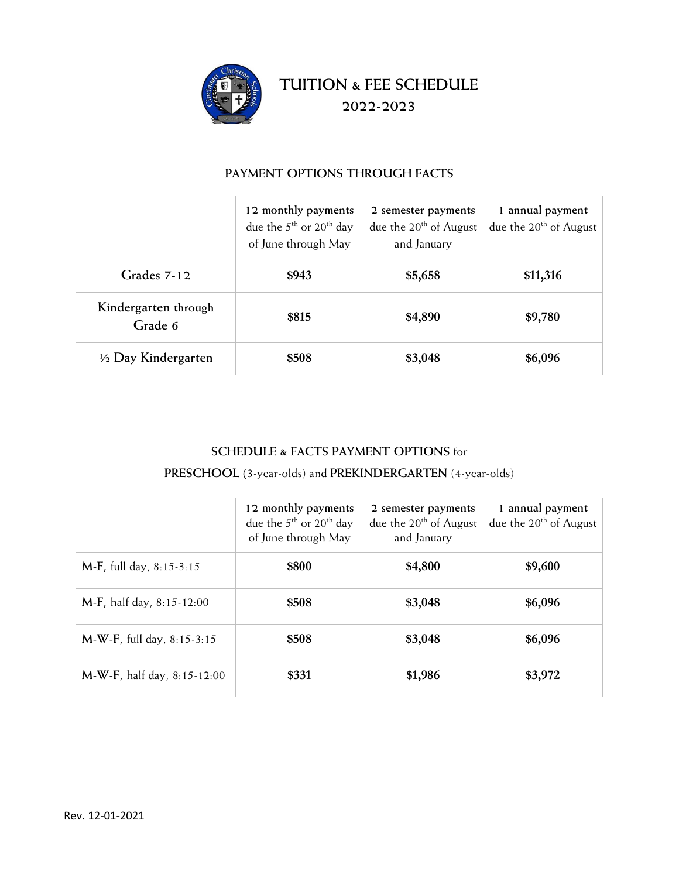# TUITION & FEE SCHEDULE
## 2022-2023

### PAYMENT OPTIONS THROUGH FACTS

| | 12 monthly payments due the 5th or 20th day of June through May | 2 semester payments due the 20th of August and January | 1 annual payment due the 20th of August |
|---|---|---|---|
| Grades 7-12 | $943 | $5,658 | $11,316 |
| Kindergarten through Grade 6 | $815 | $4,890 | $9,780 |
| ½ Day Kindergarten | $508 | $3,048 | $6,096 |

### SCHEDULE & FACTS PAYMENT OPTIONS for PRESCHOOL (3-year-olds) and PREKINDERGARTEN (4-year-olds)

| | 12 monthly payments due the 5th or 20th day of June through May | 2 semester payments due the 20th of August and January | 1 annual payment due the 20th of August |
|---|---|---|---|
| M-F, full day, 8:15-3:15 | $800 | $4,800 | $9,600 |
| M-F, half day, 8:15-12:00 | $508 | $3,048 | $6,096 |
| M-W-F, full day, 8:15-3:15 | $508 | $3,048 | $6,096 |
| M-W-F, half day, 8:15-12:00 | $331 | $1,986 | $3,972 |

Rev. 12-01-2021